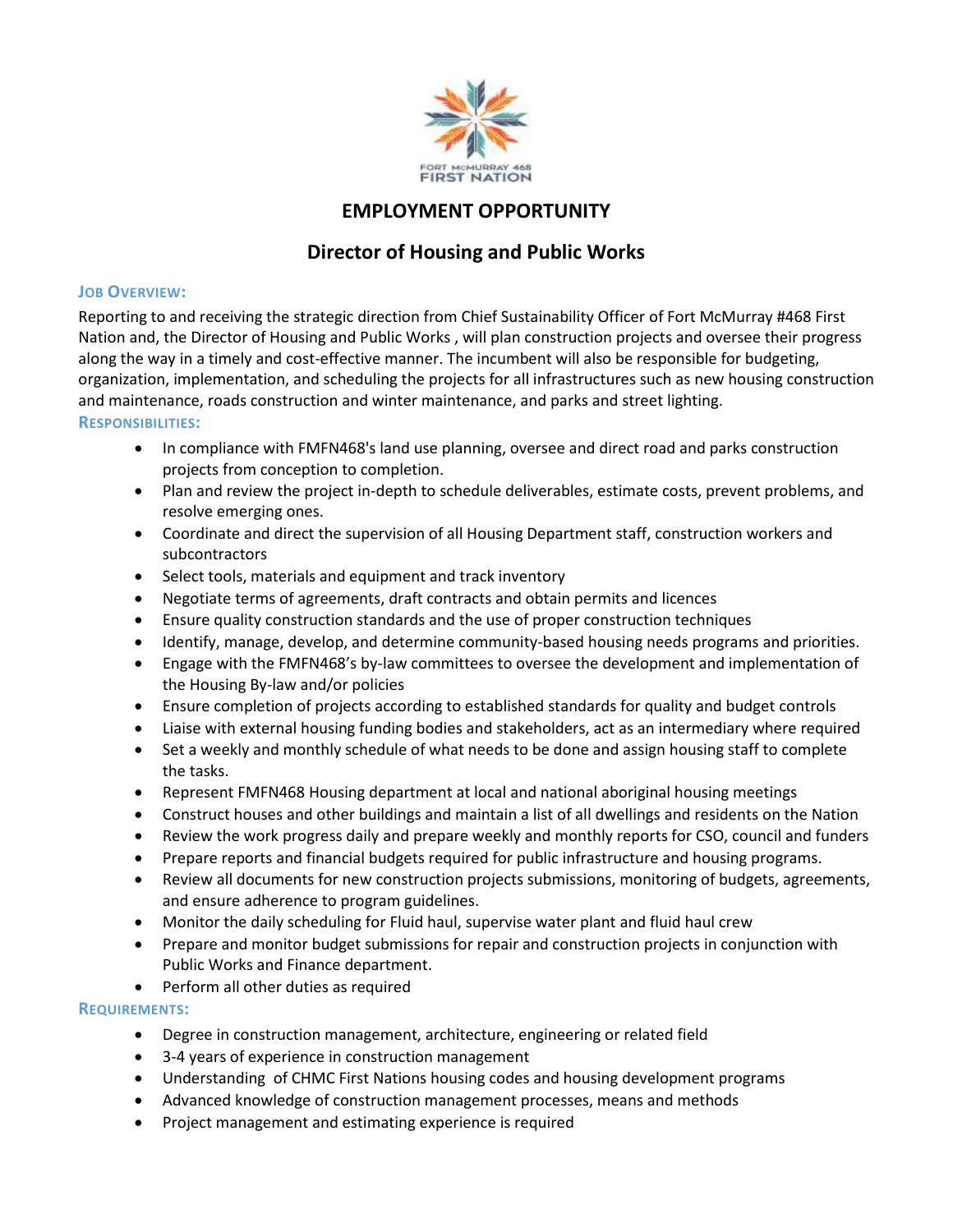FORT McMURRAY 468
FIRST NATION

# EMPLOYMENT OPPORTUNITY

## Director of Housing and Public Works

### Job Overview:

Reporting to and receiving the strategic direction from Chief Sustainability Officer of Fort McMurray #468 First Nation and, the Director of Housing and Public Works , will plan construction projects and oversee their progress along the way in a timely and cost-effective manner. The incumbent will also be responsible for budgeting, organization, implementation, and scheduling the projects for all infrastructures such as new housing construction and maintenance, roads construction and winter maintenance, and parks and street lighting.

### Responsibilities:

- In compliance with FMFN468's land use planning, oversee and direct road and parks construction projects from conception to completion.
- Plan and review the project in-depth to schedule deliverables, estimate costs, prevent problems, and resolve emerging ones.
- Coordinate and direct the supervision of all Housing Department staff, construction workers and subcontractors
- Select tools, materials and equipment and track inventory
- Negotiate terms of agreements, draft contracts and obtain permits and licences
- Ensure quality construction standards and the use of proper construction techniques
- Identify, manage, develop, and determine community-based housing needs programs and priorities.
- Engage with the FMFN468's by-law committees to oversee the development and implementation of the Housing By-law and/or policies
- Ensure completion of projects according to established standards for quality and budget controls
- Liaise with external housing funding bodies and stakeholders, act as an intermediary where required
- Set a weekly and monthly schedule of what needs to be done and assign housing staff to complete the tasks.
- Represent FMFN468 Housing department at local and national aboriginal housing meetings
- Construct houses and other buildings and maintain a list of all dwellings and residents on the Nation
- Review the work progress daily and prepare weekly and monthly reports for CSO, council and funders
- Prepare reports and financial budgets required for public infrastructure and housing programs.
- Review all documents for new construction projects submissions, monitoring of budgets, agreements, and ensure adherence to program guidelines.
- Monitor the daily scheduling for Fluid haul, supervise water plant and fluid haul crew
- Prepare and monitor budget submissions for repair and construction projects in conjunction with Public Works and Finance department.
- Perform all other duties as required

### Requirements:

- Degree in construction management, architecture, engineering or related field
- 3-4 years of experience in construction management
- Understanding of CHMC First Nations housing codes and housing development programs
- Advanced knowledge of construction management processes, means and methods
- Project management and estimating experience is required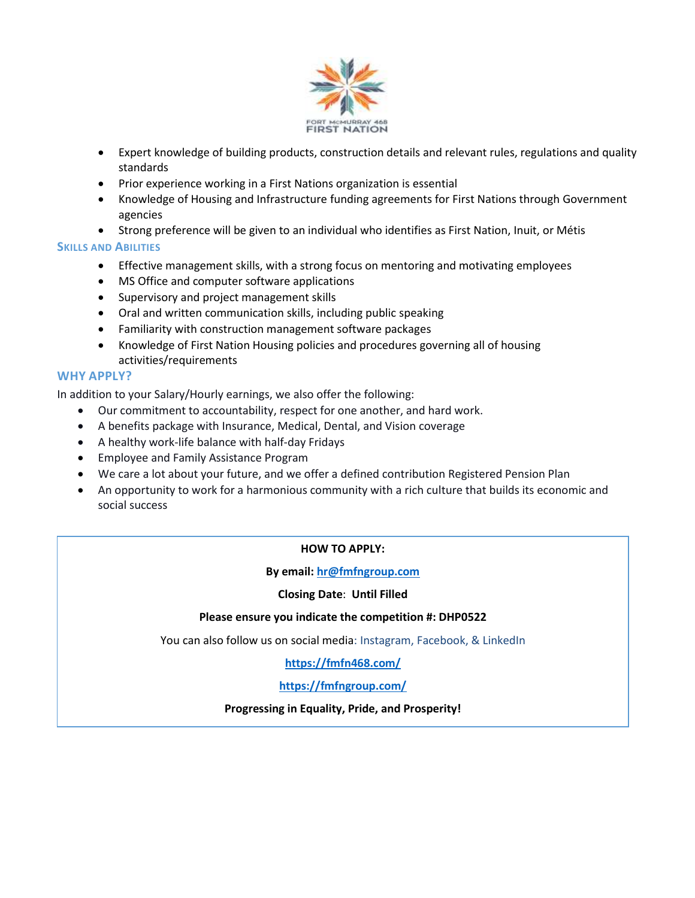- Expert knowledge of building products, construction details and relevant rules, regulations and quality standards
- Prior experience working in a First Nations organization is essential
- Knowledge of Housing and Infrastructure funding agreements for First Nations through Government agencies
- Strong preference will be given to an individual who identifies as First Nation, Inuit, or Métis

### Skills and Abilities

- Effective management skills, with a strong focus on mentoring and motivating employees
- MS Office and computer software applications
- Supervisory and project management skills
- Oral and written communication skills, including public speaking
- Familiarity with construction management software packages
- Knowledge of First Nation Housing policies and procedures governing all of housing activities/requirements

### WHY APPLY?

In addition to your Salary/Hourly earnings, we also offer the following:

- Our commitment to accountability, respect for one another, and hard work.
- A benefits package with Insurance, Medical, Dental, and Vision coverage
- A healthy work-life balance with half-day Fridays
- Employee and Family Assistance Program
- We care a lot about your future, and we offer a defined contribution Registered Pension Plan
- An opportunity to work for a harmonious community with a rich culture that builds its economic and social success

**HOW TO APPLY:**

**By email: [hr@fmfngroup.com](mailto:hr@fmfngroup.com)**

**Closing Date: Until Filled**

**Please ensure you indicate the competition #: DHP0522**

You can also follow us on social media: Instagram, Facebook, & LinkedIn

**https://fmfn468.com/**

**https://fmfngroup.com/**

**Progressing in Equality, Pride, and Prosperity!**